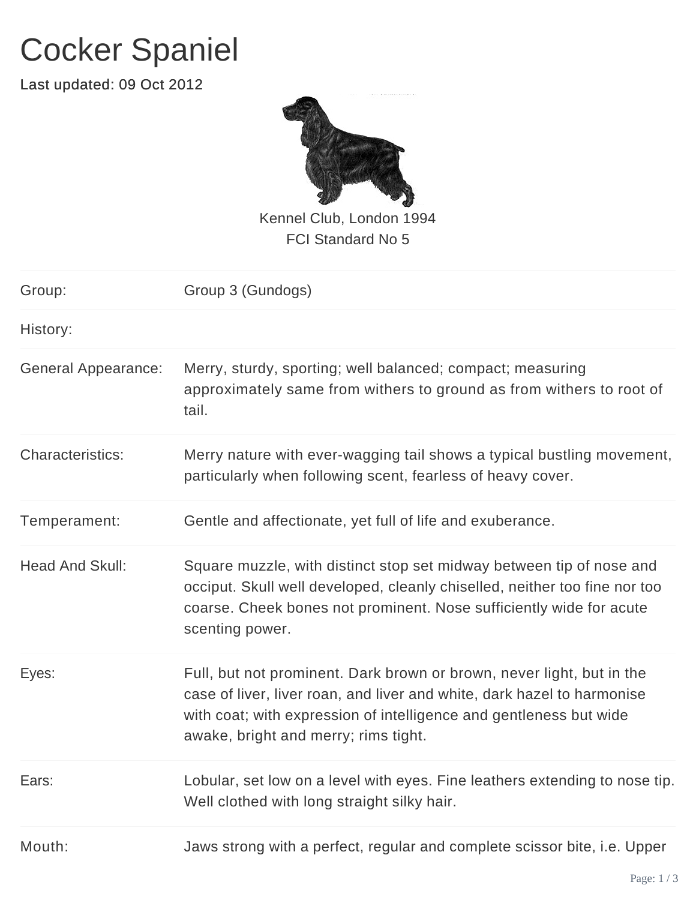# Cocker Spaniel

Last updated: 09 Oct 2012

Kennel Club, London 1994
FCI Standard No 5

| | |
|---|---|
| Group: | Group 3 (Gundogs) |
| History: | |
| General Appearance: | Merry, sturdy, sporting; well balanced; compact; measuring approximately same from withers to ground as from withers to root of tail. |
| Characteristics: | Merry nature with ever-wagging tail shows a typical bustling movement, particularly when following scent, fearless of heavy cover. |
| Temperament: | Gentle and affectionate, yet full of life and exuberance. |
| Head And Skull: | Square muzzle, with distinct stop set midway between tip of nose and occiput. Skull well developed, cleanly chiselled, neither too fine nor too coarse. Cheek bones not prominent. Nose sufficiently wide for acute scenting power. |
| Eyes: | Full, but not prominent. Dark brown or brown, never light, but in the case of liver, liver roan, and liver and white, dark hazel to harmonise with coat; with expression of intelligence and gentleness but wide awake, bright and merry; rims tight. |
| Ears: | Lobular, set low on a level with eyes. Fine leathers extending to nose tip. Well clothed with long straight silky hair. |
| Mouth: | Jaws strong with a perfect, regular and complete scissor bite, i.e. Upper |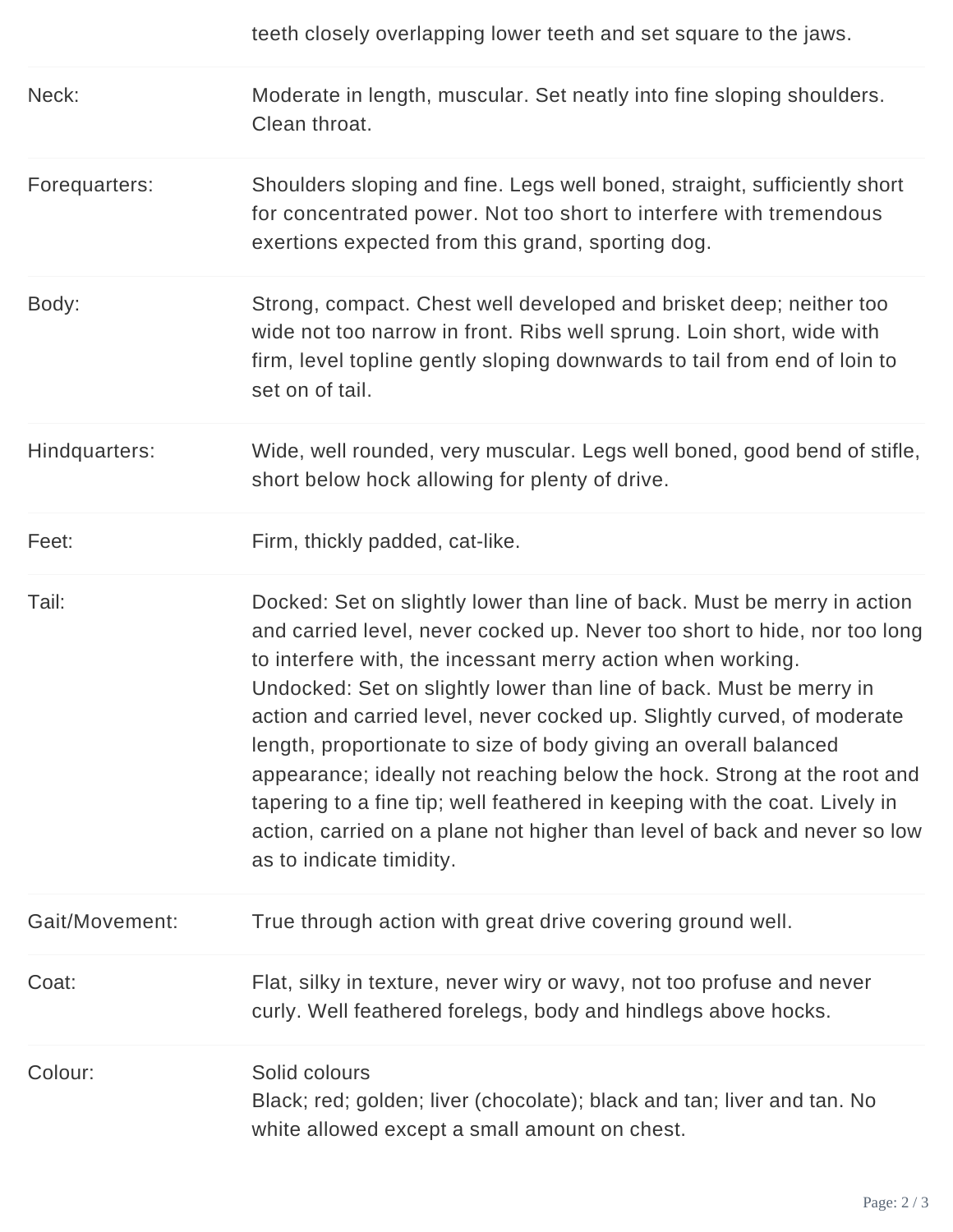|  |  |
| --- | --- |
|  | teeth closely overlapping lower teeth and set square to the jaws. |
| Neck: | Moderate in length, muscular. Set neatly into fine sloping shoulders. Clean throat. |
| Forequarters: | Shoulders sloping and fine. Legs well boned, straight, sufficiently short for concentrated power. Not too short to interfere with tremendous exertions expected from this grand, sporting dog. |
| Body: | Strong, compact. Chest well developed and brisket deep; neither too wide not too narrow in front. Ribs well sprung. Loin short, wide with firm, level topline gently sloping downwards to tail from end of loin to set on of tail. |
| Hindquarters: | Wide, well rounded, very muscular. Legs well boned, good bend of stifle, short below hock allowing for plenty of drive. |
| Feet: | Firm, thickly padded, cat-like. |
| Tail: | Docked: Set on slightly lower than line of back. Must be merry in action and carried level, never cocked up. Never too short to hide, nor too long to interfere with, the incessant merry action when working.<br>Undocked: Set on slightly lower than line of back. Must be merry in action and carried level, never cocked up. Slightly curved, of moderate length, proportionate to size of body giving an overall balanced appearance; ideally not reaching below the hock. Strong at the root and tapering to a fine tip; well feathered in keeping with the coat. Lively in action, carried on a plane not higher than level of back and never so low as to indicate timidity. |
| Gait/Movement: | True through action with great drive covering ground well. |
| Coat: | Flat, silky in texture, never wiry or wavy, not too profuse and never curly. Well feathered forelegs, body and hindlegs above hocks. |
| Colour: | Solid colours<br>Black; red; golden; liver (chocolate); black and tan; liver and tan. No white allowed except a small amount on chest. |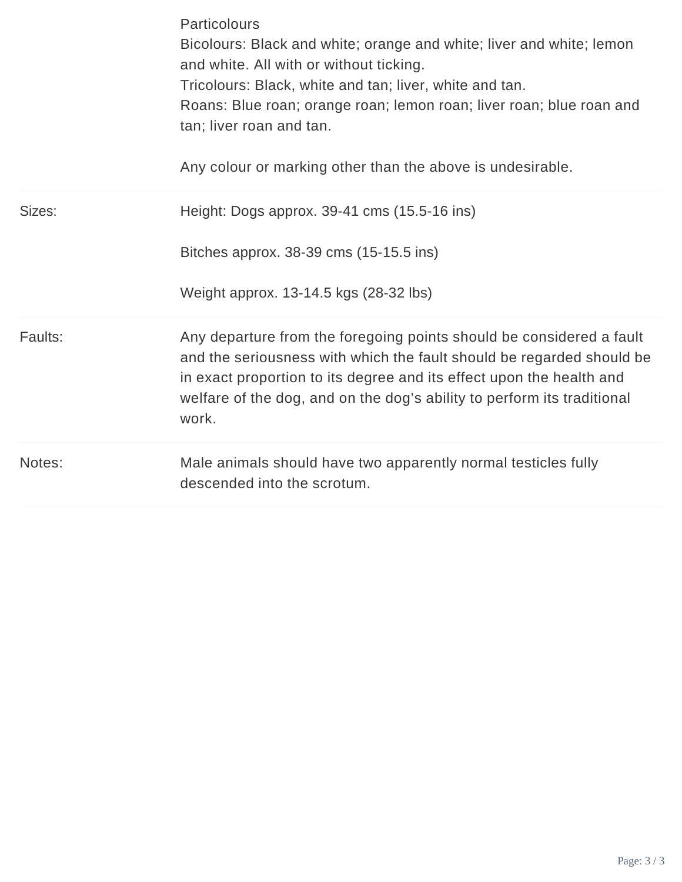| | |
|---|---|
| | Particolours<br>Bicolours: Black and white; orange and white; liver and white; lemon and white. All with or without ticking.<br>Tricolours: Black, white and tan; liver, white and tan.<br>Roans: Blue roan; orange roan; lemon roan; liver roan; blue roan and tan; liver roan and tan.<br><br>Any colour or marking other than the above is undesirable. |
| Sizes: | Height: Dogs approx. 39-41 cms (15.5-16 ins)<br><br>Bitches approx. 38-39 cms (15-15.5 ins)<br><br>Weight approx. 13-14.5 kgs (28-32 lbs) |
| Faults: | Any departure from the foregoing points should be considered a fault and the seriousness with which the fault should be regarded should be in exact proportion to its degree and its effect upon the health and welfare of the dog, and on the dog's ability to perform its traditional work. |
| Notes: | Male animals should have two apparently normal testicles fully descended into the scrotum. |